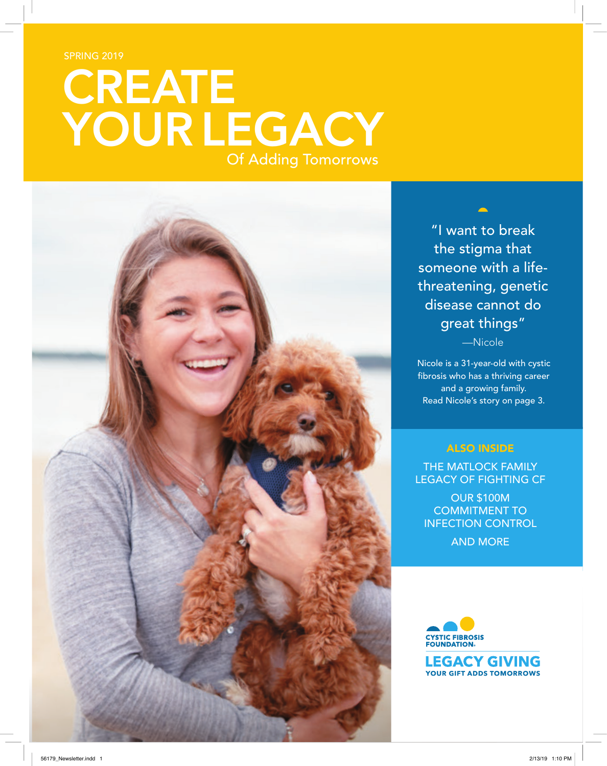SPRING 2019

# CREATE YOUR LEGACY

## Of Adding Tomorrows

"I want to break the stigma that someone with a life-threatening, genetic disease cannot do great things"

—Nicole

Nicole is a 31-year-old with cystic fibrosis who has a thriving career and a growing family. Read Nicole's story on page 3.

**ALSO INSIDE**

THE MATLOCK FAMILY LEGACY OF FIGHTING CF

OUR $100M COMMITMENT TO INFECTION CONTROL

AND MORE

CYSTIC FIBROSIS FOUNDATION.

**LEGACY GIVING**

YOUR GIFT ADDS TOMORROWS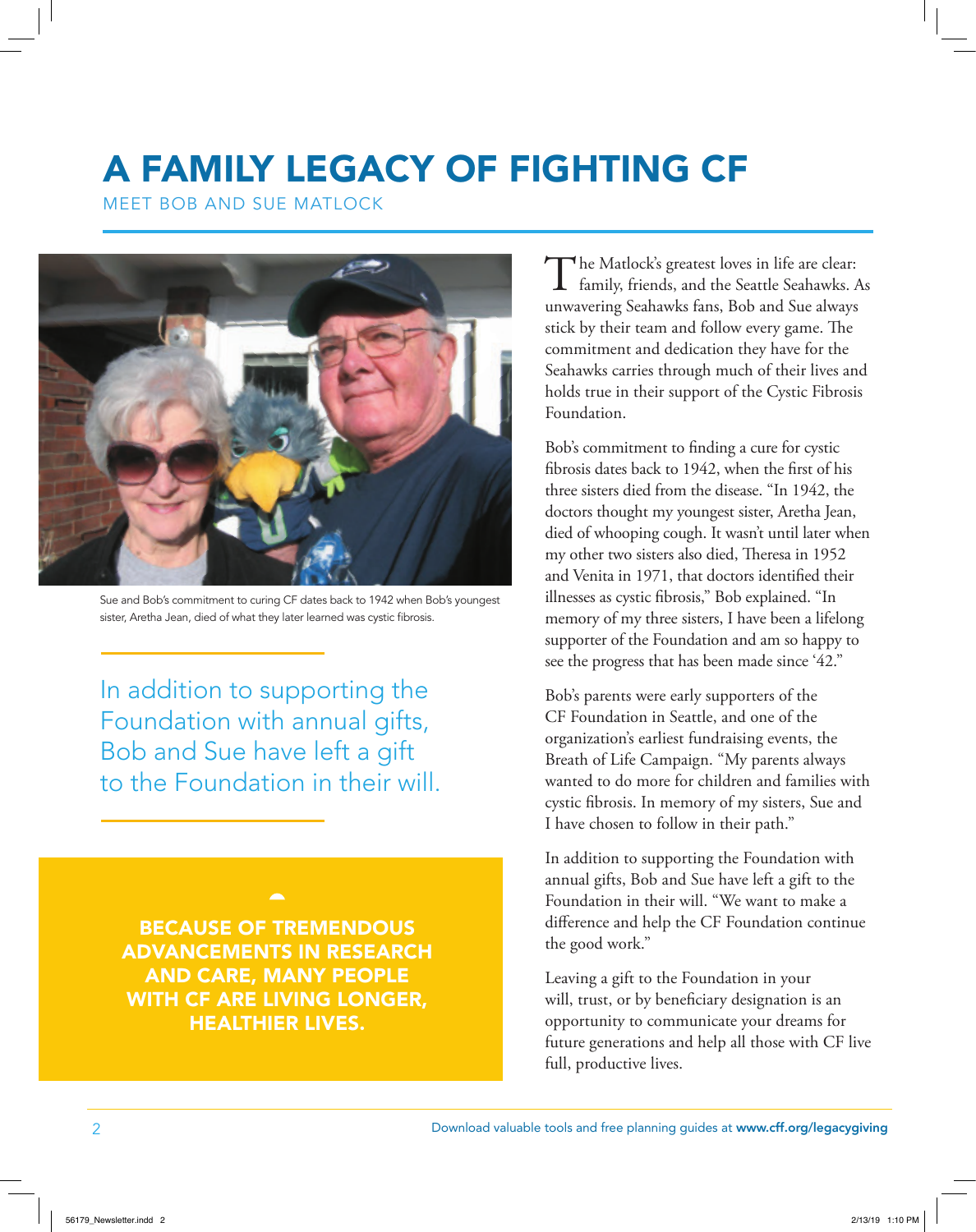# A FAMILY LEGACY OF FIGHTING CF

## MEET BOB AND SUE MATLOCK

Sue and Bob's commitment to curing CF dates back to 1942 when Bob's youngest sister, Aretha Jean, died of what they later learned was cystic fibrosis.

> In addition to supporting the Foundation with annual gifts, Bob and Sue have left a gift to the Foundation in their will.

**BECAUSE OF TREMENDOUS ADVANCEMENTS IN RESEARCH AND CARE, MANY PEOPLE WITH CF ARE LIVING LONGER, HEALTHIER LIVES.**

The Matlock's greatest loves in life are clear: family, friends, and the Seattle Seahawks. As unwavering Seahawks fans, Bob and Sue always stick by their team and follow every game. The commitment and dedication they have for the Seahawks carries through much of their lives and holds true in their support of the Cystic Fibrosis Foundation.

Bob's commitment to finding a cure for cystic fibrosis dates back to 1942, when the first of his three sisters died from the disease. "In 1942, the doctors thought my youngest sister, Aretha Jean, died of whooping cough. It wasn't until later when my other two sisters also died, Theresa in 1952 and Venita in 1971, that doctors identified their illnesses as cystic fibrosis," Bob explained. "In memory of my three sisters, I have been a lifelong supporter of the Foundation and am so happy to see the progress that has been made since '42."

Bob's parents were early supporters of the CF Foundation in Seattle, and one of the organization's earliest fundraising events, the Breath of Life Campaign. "My parents always wanted to do more for children and families with cystic fibrosis. In memory of my sisters, Sue and I have chosen to follow in their path."

In addition to supporting the Foundation with annual gifts, Bob and Sue have left a gift to the Foundation in their will. "We want to make a difference and help the CF Foundation continue the good work."

Leaving a gift to the Foundation in your will, trust, or by beneficiary designation is an opportunity to communicate your dreams for future generations and help all those with CF live full, productive lives.

Download valuable tools and free planning guides at **www.cff.org/legacygiving**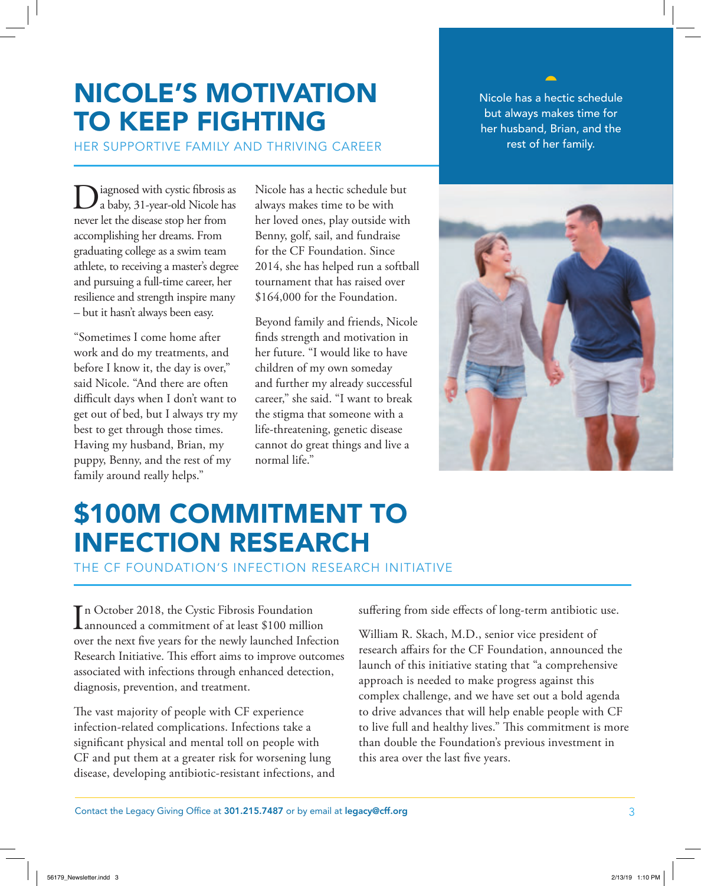# NICOLE'S MOTIVATION TO KEEP FIGHTING

## HER SUPPORTIVE FAMILY AND THRIVING CAREER

Diagnosed with cystic fibrosis as a baby, 31-year-old Nicole has never let the disease stop her from accomplishing her dreams. From graduating college as a swim team athlete, to receiving a master's degree and pursuing a full-time career, her resilience and strength inspire many – but it hasn't always been easy.

"Sometimes I come home after work and do my treatments, and before I know it, the day is over," said Nicole. "And there are often difficult days when I don't want to get out of bed, but I always try my best to get through those times. Having my husband, Brian, my puppy, Benny, and the rest of my family around really helps."

Nicole has a hectic schedule but always makes time to be with her loved ones, play outside with Benny, golf, sail, and fundraise for the CF Foundation. Since 2014, she has helped run a softball tournament that has raised over $164,000 for the Foundation.

Beyond family and friends, Nicole finds strength and motivation in her future. "I would like to have children of my own someday and further my already successful career," she said. "I want to break the stigma that someone with a life-threatening, genetic disease cannot do great things and live a normal life."

Nicole has a hectic schedule but always makes time for her husband, Brian, and the rest of her family.

# $100M COMMITMENT TO INFECTION RESEARCH

## THE CF FOUNDATION'S INFECTION RESEARCH INITIATIVE

In October 2018, the Cystic Fibrosis Foundation announced a commitment of at least $100 million over the next five years for the newly launched Infection Research Initiative. This effort aims to improve outcomes associated with infections through enhanced detection, diagnosis, prevention, and treatment.

The vast majority of people with CF experience infection-related complications. Infections take a significant physical and mental toll on people with CF and put them at a greater risk for worsening lung disease, developing antibiotic-resistant infections, and suffering from side effects of long-term antibiotic use.

William R. Skach, M.D., senior vice president of research affairs for the CF Foundation, announced the launch of this initiative stating that "a comprehensive approach is needed to make progress against this complex challenge, and we have set out a bold agenda to drive advances that will help enable people with CF to live full and healthy lives." This commitment is more than double the Foundation's previous investment in this area over the last five years.

Contact the Legacy Giving Office at **301.215.7487** or by email at **legacy@cff.org**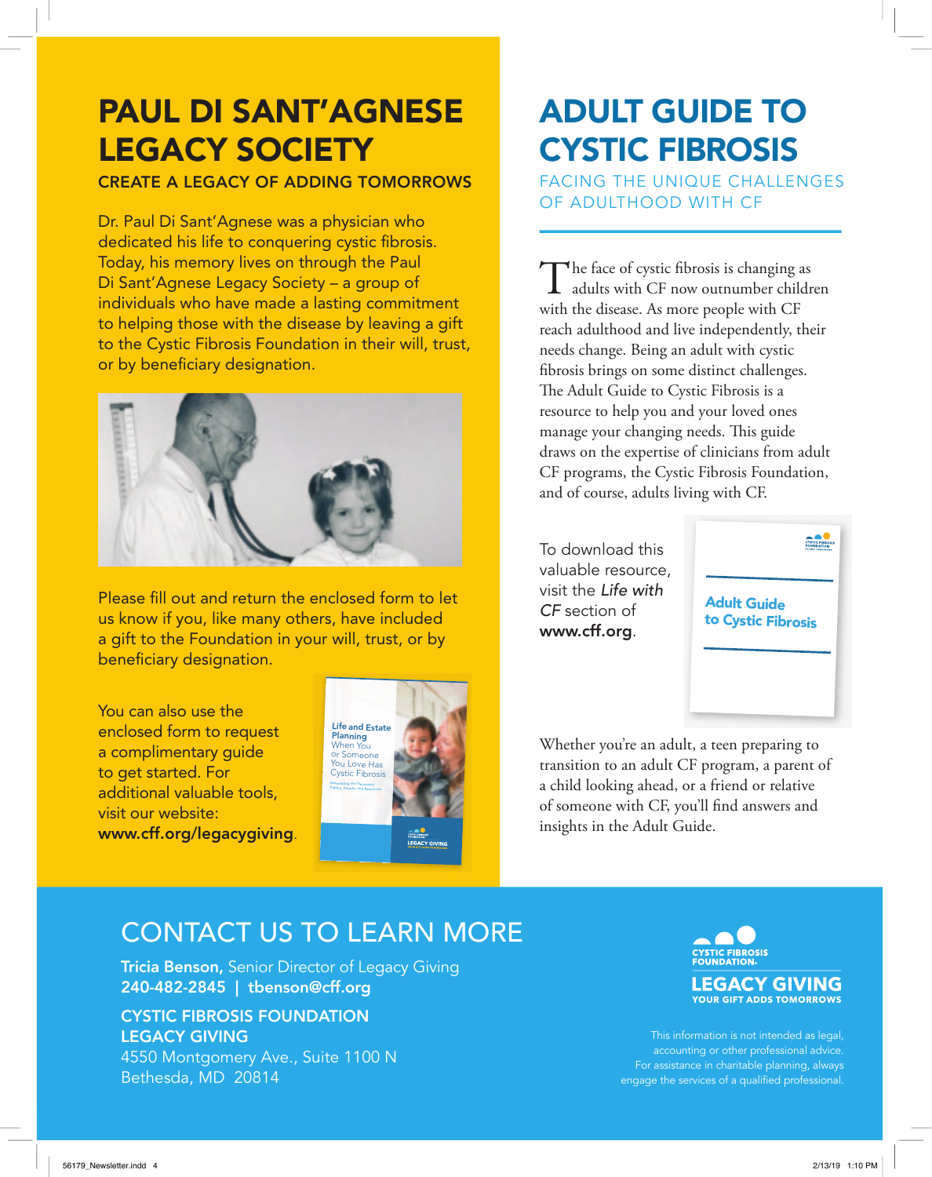# PAUL DI SANT'AGNESE LEGACY SOCIETY

### CREATE A LEGACY OF ADDING TOMORROWS

Dr. Paul Di Sant'Agnese was a physician who dedicated his life to conquering cystic fibrosis. Today, his memory lives on through the Paul Di Sant'Agnese Legacy Society – a group of individuals who have made a lasting commitment to helping those with the disease by leaving a gift to the Cystic Fibrosis Foundation in their will, trust, or by beneficiary designation.

Please fill out and return the enclosed form to let us know if you, like many others, have included a gift to the Foundation in your will, trust, or by beneficiary designation.

You can also use the enclosed form to request a complimentary guide to get started. For additional valuable tools, visit our website: **www.cff.org/legacygiving**.

# ADULT GUIDE TO CYSTIC FIBROSIS

### FACING THE UNIQUE CHALLENGES OF ADULTHOOD WITH CF

The face of cystic fibrosis is changing as adults with CF now outnumber children with the disease. As more people with CF reach adulthood and live independently, their needs change. Being an adult with cystic fibrosis brings on some distinct challenges. The Adult Guide to Cystic Fibrosis is a resource to help you and your loved ones manage your changing needs. This guide draws on the expertise of clinicians from adult CF programs, the Cystic Fibrosis Foundation, and of course, adults living with CF.

To download this valuable resource, visit the *Life with CF* section of **www.cff.org**.

Whether you're an adult, a teen preparing to transition to an adult CF program, a parent of a child looking ahead, or a friend or relative of someone with CF, you'll find answers and insights in the Adult Guide.

## CONTACT US TO LEARN MORE

**Tricia Benson,** Senior Director of Legacy Giving
**240-482-2845 | tbenson@cff.org**

**CYSTIC FIBROSIS FOUNDATION LEGACY GIVING**
4550 Montgomery Ave., Suite 1100 N
Bethesda, MD 20814

CYSTIC FIBROSIS FOUNDATION
LEGACY GIVING
YOUR GIFT ADDS TOMORROWS

This information is not intended as legal, accounting or other professional advice. For assistance in charitable planning, always engage the services of a qualified professional.